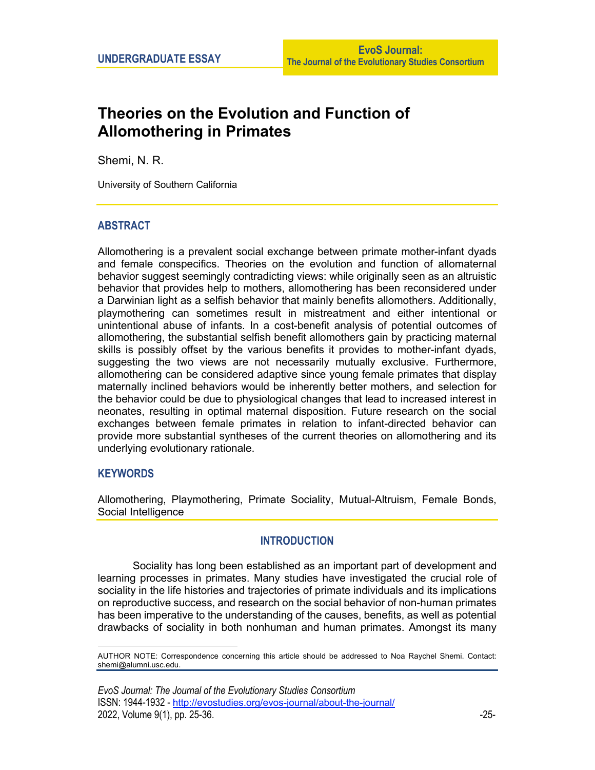UNDERGRADUATE ESSAY

EvoS Journal:
The Journal of the Evolutionary Studies Consortium

# Theories on the Evolution and Function of Allomothering in Primates

Shemi, N. R.

University of Southern California

## ABSTRACT

Allomothering is a prevalent social exchange between primate mother-infant dyads and female conspecifics. Theories on the evolution and function of allomaternal behavior suggest seemingly contradicting views: while originally seen as an altruistic behavior that provides help to mothers, allomothering has been reconsidered under a Darwinian light as a selfish behavior that mainly benefits allomothers. Additionally, playmothering can sometimes result in mistreatment and either intentional or unintentional abuse of infants. In a cost-benefit analysis of potential outcomes of allomothering, the substantial selfish benefit allomothers gain by practicing maternal skills is possibly offset by the various benefits it provides to mother-infant dyads, suggesting the two views are not necessarily mutually exclusive. Furthermore, allomothering can be considered adaptive since young female primates that display maternally inclined behaviors would be inherently better mothers, and selection for the behavior could be due to physiological changes that lead to increased interest in neonates, resulting in optimal maternal disposition. Future research on the social exchanges between female primates in relation to infant-directed behavior can provide more substantial syntheses of the current theories on allomothering and its underlying evolutionary rationale.

## KEYWORDS

Allomothering, Playmothering, Primate Sociality, Mutual-Altruism, Female Bonds, Social Intelligence

## INTRODUCTION

Sociality has long been established as an important part of development and learning processes in primates. Many studies have investigated the crucial role of sociality in the life histories and trajectories of primate individuals and its implications on reproductive success, and research on the social behavior of non-human primates has been imperative to the understanding of the causes, benefits, as well as potential drawbacks of sociality in both nonhuman and human primates. Amongst its many

AUTHOR NOTE: Correspondence concerning this article should be addressed to Noa Raychel Shemi. Contact: shemi@alumni.usc.edu.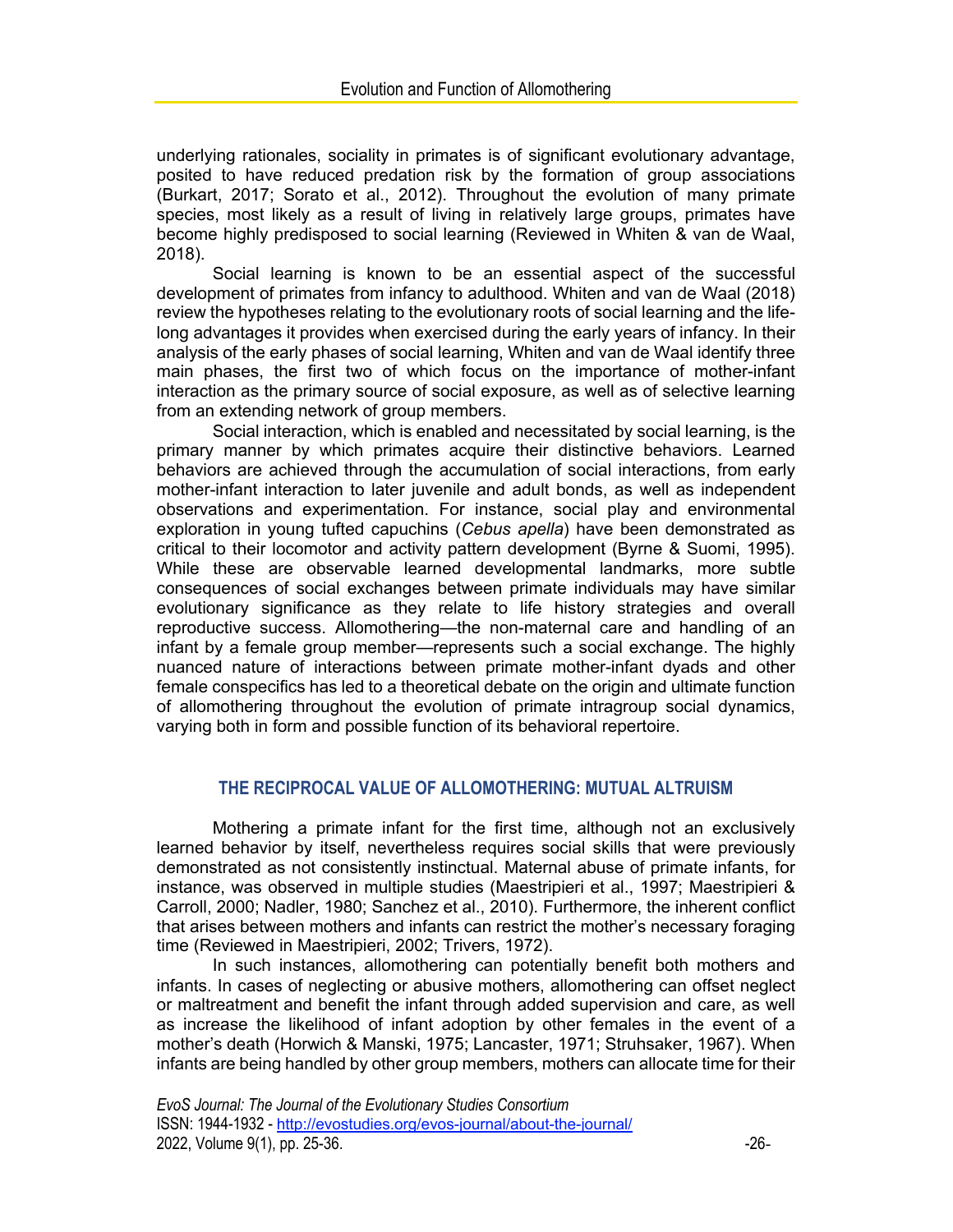underlying rationales, sociality in primates is of significant evolutionary advantage, posited to have reduced predation risk by the formation of group associations (Burkart, 2017; Sorato et al., 2012). Throughout the evolution of many primate species, most likely as a result of living in relatively large groups, primates have become highly predisposed to social learning (Reviewed in Whiten & van de Waal, 2018).

Social learning is known to be an essential aspect of the successful development of primates from infancy to adulthood. Whiten and van de Waal (2018) review the hypotheses relating to the evolutionary roots of social learning and the life-long advantages it provides when exercised during the early years of infancy. In their analysis of the early phases of social learning, Whiten and van de Waal identify three main phases, the first two of which focus on the importance of mother-infant interaction as the primary source of social exposure, as well as of selective learning from an extending network of group members.

Social interaction, which is enabled and necessitated by social learning, is the primary manner by which primates acquire their distinctive behaviors. Learned behaviors are achieved through the accumulation of social interactions, from early mother-infant interaction to later juvenile and adult bonds, as well as independent observations and experimentation. For instance, social play and environmental exploration in young tufted capuchins (*Cebus apella*) have been demonstrated as critical to their locomotor and activity pattern development (Byrne & Suomi, 1995). While these are observable learned developmental landmarks, more subtle consequences of social exchanges between primate individuals may have similar evolutionary significance as they relate to life history strategies and overall reproductive success. Allomothering—the non-maternal care and handling of an infant by a female group member—represents such a social exchange. The highly nuanced nature of interactions between primate mother-infant dyads and other female conspecifics has led to a theoretical debate on the origin and ultimate function of allomothering throughout the evolution of primate intragroup social dynamics, varying both in form and possible function of its behavioral repertoire.

## THE RECIPROCAL VALUE OF ALLOMOTHERING: MUTUAL ALTRUISM

Mothering a primate infant for the first time, although not an exclusively learned behavior by itself, nevertheless requires social skills that were previously demonstrated as not consistently instinctual. Maternal abuse of primate infants, for instance, was observed in multiple studies (Maestripieri et al., 1997; Maestripieri & Carroll, 2000; Nadler, 1980; Sanchez et al., 2010). Furthermore, the inherent conflict that arises between mothers and infants can restrict the mother's necessary foraging time (Reviewed in Maestripieri, 2002; Trivers, 1972).

In such instances, allomothering can potentially benefit both mothers and infants. In cases of neglecting or abusive mothers, allomothering can offset neglect or maltreatment and benefit the infant through added supervision and care, as well as increase the likelihood of infant adoption by other females in the event of a mother's death (Horwich & Manski, 1975; Lancaster, 1971; Struhsaker, 1967). When infants are being handled by other group members, mothers can allocate time for their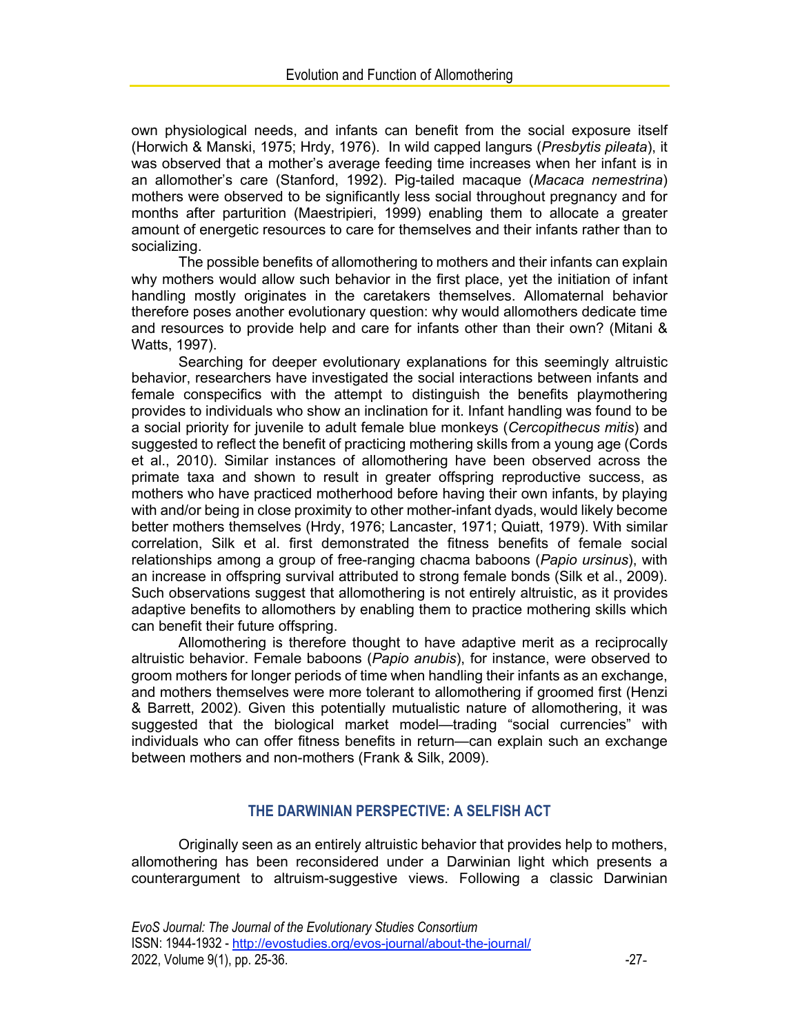own physiological needs, and infants can benefit from the social exposure itself (Horwich & Manski, 1975; Hrdy, 1976). In wild capped langurs (*Presbytis pileata*), it was observed that a mother's average feeding time increases when her infant is in an allomother's care (Stanford, 1992). Pig-tailed macaque (*Macaca nemestrina*) mothers were observed to be significantly less social throughout pregnancy and for months after parturition (Maestripieri, 1999) enabling them to allocate a greater amount of energetic resources to care for themselves and their infants rather than to socializing.

The possible benefits of allomothering to mothers and their infants can explain why mothers would allow such behavior in the first place, yet the initiation of infant handling mostly originates in the caretakers themselves. Allomaternal behavior therefore poses another evolutionary question: why would allomothers dedicate time and resources to provide help and care for infants other than their own? (Mitani & Watts, 1997).

Searching for deeper evolutionary explanations for this seemingly altruistic behavior, researchers have investigated the social interactions between infants and female conspecifics with the attempt to distinguish the benefits playmothering provides to individuals who show an inclination for it. Infant handling was found to be a social priority for juvenile to adult female blue monkeys (*Cercopithecus mitis*) and suggested to reflect the benefit of practicing mothering skills from a young age (Cords et al., 2010). Similar instances of allomothering have been observed across the primate taxa and shown to result in greater offspring reproductive success, as mothers who have practiced motherhood before having their own infants, by playing with and/or being in close proximity to other mother-infant dyads, would likely become better mothers themselves (Hrdy, 1976; Lancaster, 1971; Quiatt, 1979). With similar correlation, Silk et al. first demonstrated the fitness benefits of female social relationships among a group of free-ranging chacma baboons (*Papio ursinus*), with an increase in offspring survival attributed to strong female bonds (Silk et al., 2009). Such observations suggest that allomothering is not entirely altruistic, as it provides adaptive benefits to allomothers by enabling them to practice mothering skills which can benefit their future offspring.

Allomothering is therefore thought to have adaptive merit as a reciprocally altruistic behavior. Female baboons (*Papio anubis*), for instance, were observed to groom mothers for longer periods of time when handling their infants as an exchange, and mothers themselves were more tolerant to allomothering if groomed first (Henzi & Barrett, 2002). Given this potentially mutualistic nature of allomothering, it was suggested that the biological market model—trading "social currencies" with individuals who can offer fitness benefits in return—can explain such an exchange between mothers and non-mothers (Frank & Silk, 2009).

## THE DARWINIAN PERSPECTIVE: A SELFISH ACT

Originally seen as an entirely altruistic behavior that provides help to mothers, allomothering has been reconsidered under a Darwinian light which presents a counterargument to altruism-suggestive views. Following a classic Darwinian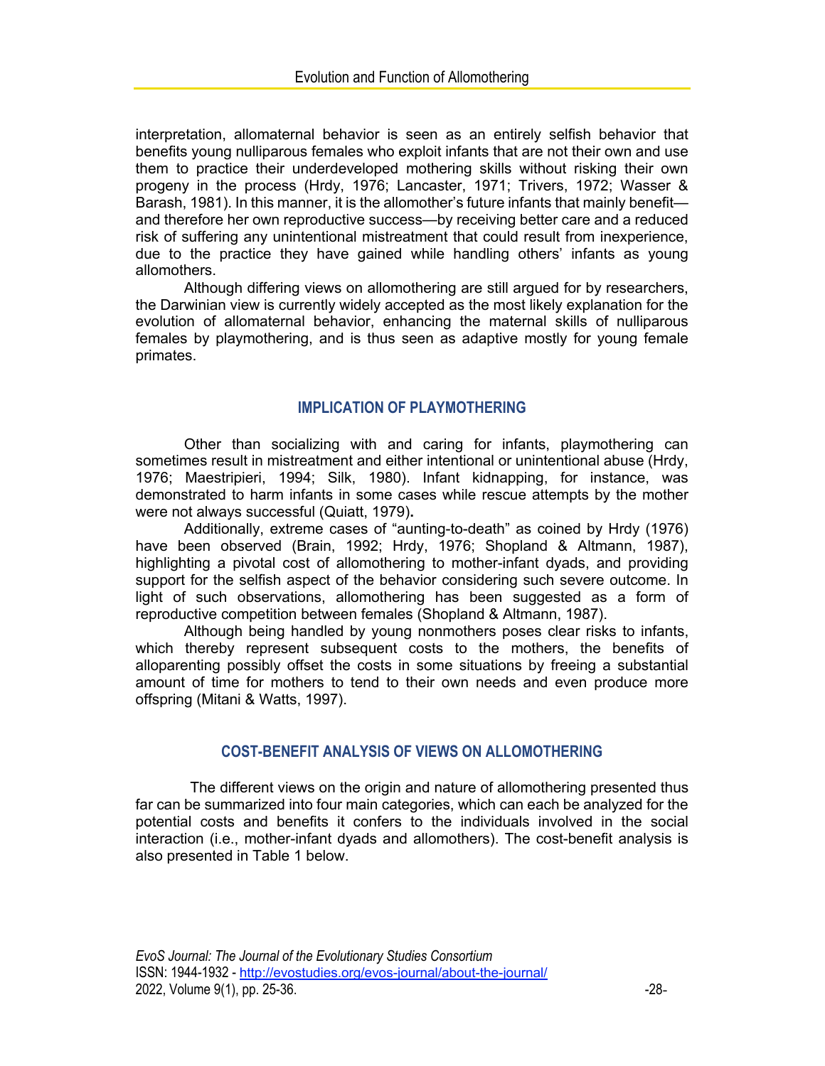interpretation, allomaternal behavior is seen as an entirely selfish behavior that benefits young nulliparous females who exploit infants that are not their own and use them to practice their underdeveloped mothering skills without risking their own progeny in the process (Hrdy, 1976; Lancaster, 1971; Trivers, 1972; Wasser & Barash, 1981). In this manner, it is the allomother's future infants that mainly benefit—and therefore her own reproductive success—by receiving better care and a reduced risk of suffering any unintentional mistreatment that could result from inexperience, due to the practice they have gained while handling others' infants as young allomothers.

Although differing views on allomothering are still argued for by researchers, the Darwinian view is currently widely accepted as the most likely explanation for the evolution of allomaternal behavior, enhancing the maternal skills of nulliparous females by playmothering, and is thus seen as adaptive mostly for young female primates.

## IMPLICATION OF PLAYMOTHERING

Other than socializing with and caring for infants, playmothering can sometimes result in mistreatment and either intentional or unintentional abuse (Hrdy, 1976; Maestripieri, 1994; Silk, 1980). Infant kidnapping, for instance, was demonstrated to harm infants in some cases while rescue attempts by the mother were not always successful (Quiatt, 1979).

Additionally, extreme cases of "aunting-to-death" as coined by Hrdy (1976) have been observed (Brain, 1992; Hrdy, 1976; Shopland & Altmann, 1987), highlighting a pivotal cost of allomothering to mother-infant dyads, and providing support for the selfish aspect of the behavior considering such severe outcome. In light of such observations, allomothering has been suggested as a form of reproductive competition between females (Shopland & Altmann, 1987).

Although being handled by young nonmothers poses clear risks to infants, which thereby represent subsequent costs to the mothers, the benefits of alloparenting possibly offset the costs in some situations by freeing a substantial amount of time for mothers to tend to their own needs and even produce more offspring (Mitani & Watts, 1997).

## COST-BENEFIT ANALYSIS OF VIEWS ON ALLOMOTHERING

The different views on the origin and nature of allomothering presented thus far can be summarized into four main categories, which can each be analyzed for the potential costs and benefits it confers to the individuals involved in the social interaction (i.e., mother-infant dyads and allomothers). The cost-benefit analysis is also presented in Table 1 below.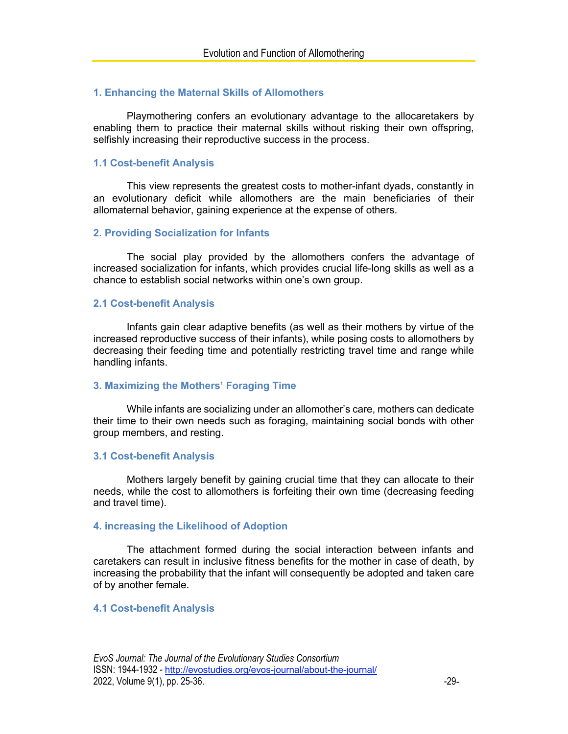### 1. Enhancing the Maternal Skills of Allomothers

Playmothering confers an evolutionary advantage to the allocaretakers by enabling them to practice their maternal skills without risking their own offspring, selfishly increasing their reproductive success in the process.

#### 1.1 Cost-benefit Analysis

This view represents the greatest costs to mother-infant dyads, constantly in an evolutionary deficit while allomothers are the main beneficiaries of their allomaternal behavior, gaining experience at the expense of others.

### 2. Providing Socialization for Infants

The social play provided by the allomothers confers the advantage of increased socialization for infants, which provides crucial life-long skills as well as a chance to establish social networks within one's own group.

#### 2.1 Cost-benefit Analysis

Infants gain clear adaptive benefits (as well as their mothers by virtue of the increased reproductive success of their infants), while posing costs to allomothers by decreasing their feeding time and potentially restricting travel time and range while handling infants.

### 3. Maximizing the Mothers' Foraging Time

While infants are socializing under an allomother's care, mothers can dedicate their time to their own needs such as foraging, maintaining social bonds with other group members, and resting.

#### 3.1 Cost-benefit Analysis

Mothers largely benefit by gaining crucial time that they can allocate to their needs, while the cost to allomothers is forfeiting their own time (decreasing feeding and travel time).

### 4. increasing the Likelihood of Adoption

The attachment formed during the social interaction between infants and caretakers can result in inclusive fitness benefits for the mother in case of death, by increasing the probability that the infant will consequently be adopted and taken care of by another female.

#### 4.1 Cost-benefit Analysis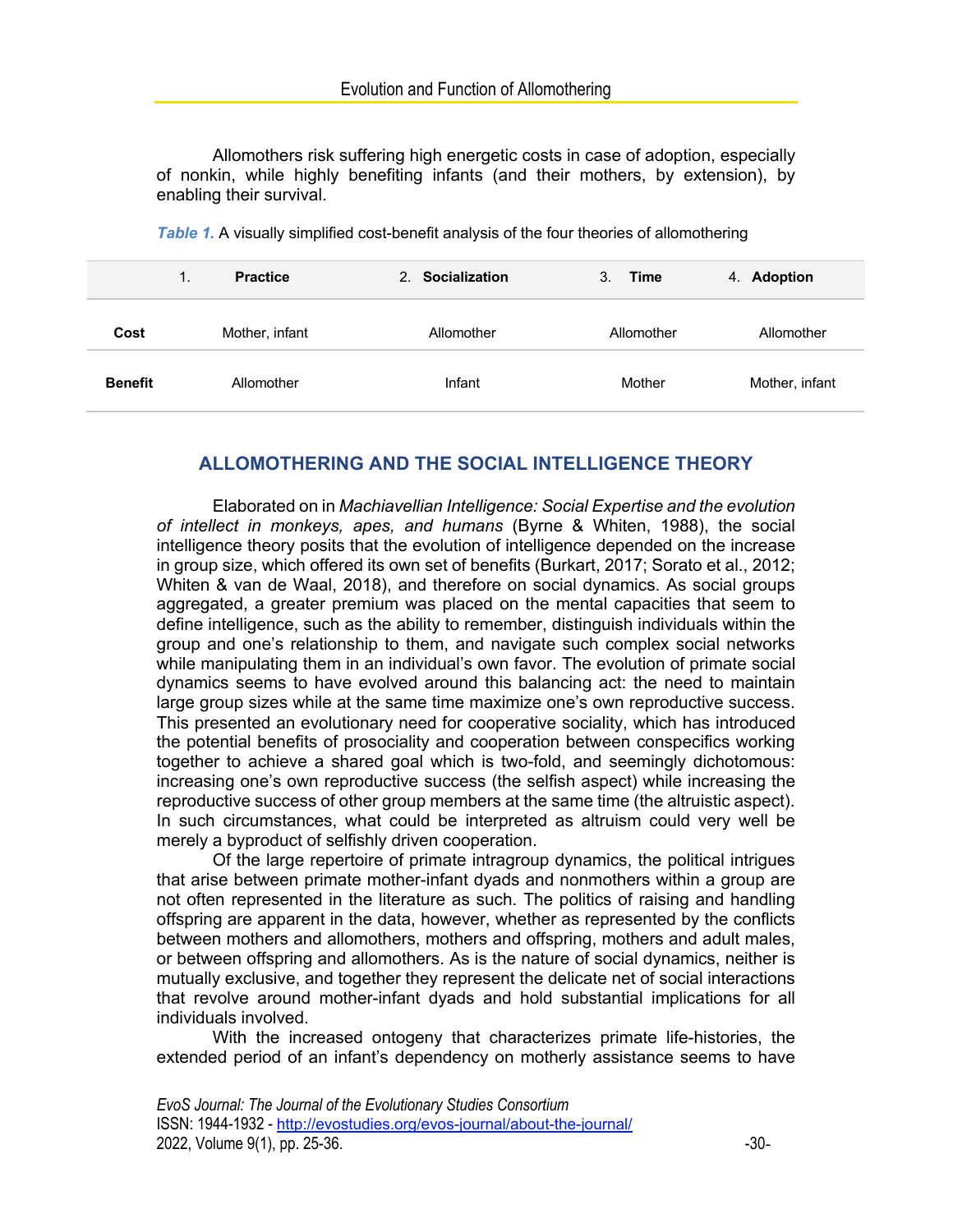Allomothers risk suffering high energetic costs in case of adoption, especially of nonkin, while highly benefiting infants (and their mothers, by extension), by enabling their survival.

*Table 1.* A visually simplified cost-benefit analysis of the four theories of allomothering

| | 1. **Practice** | 2. **Socialization** | 3. **Time** | 4. **Adoption** |
|---|---|---|---|---|
| **Cost** | Mother, infant | Allomother | Allomother | Allomother |
| **Benefit** | Allomother | Infant | Mother | Mother, infant |

## ALLOMOTHERING AND THE SOCIAL INTELLIGENCE THEORY

Elaborated on in *Machiavellian Intelligence: Social Expertise and the evolution of intellect in monkeys, apes, and humans* (Byrne & Whiten, 1988), the social intelligence theory posits that the evolution of intelligence depended on the increase in group size, which offered its own set of benefits (Burkart, 2017; Sorato et al., 2012; Whiten & van de Waal, 2018), and therefore on social dynamics. As social groups aggregated, a greater premium was placed on the mental capacities that seem to define intelligence, such as the ability to remember, distinguish individuals within the group and one's relationship to them, and navigate such complex social networks while manipulating them in an individual's own favor. The evolution of primate social dynamics seems to have evolved around this balancing act: the need to maintain large group sizes while at the same time maximize one's own reproductive success. This presented an evolutionary need for cooperative sociality, which has introduced the potential benefits of prosociality and cooperation between conspecifics working together to achieve a shared goal which is two-fold, and seemingly dichotomous: increasing one's own reproductive success (the selfish aspect) while increasing the reproductive success of other group members at the same time (the altruistic aspect). In such circumstances, what could be interpreted as altruism could very well be merely a byproduct of selfishly driven cooperation.

Of the large repertoire of primate intragroup dynamics, the political intrigues that arise between primate mother-infant dyads and nonmothers within a group are not often represented in the literature as such. The politics of raising and handling offspring are apparent in the data, however, whether as represented by the conflicts between mothers and allomothers, mothers and offspring, mothers and adult males, or between offspring and allomothers. As is the nature of social dynamics, neither is mutually exclusive, and together they represent the delicate net of social interactions that revolve around mother-infant dyads and hold substantial implications for all individuals involved.

With the increased ontogeny that characterizes primate life-histories, the extended period of an infant's dependency on motherly assistance seems to have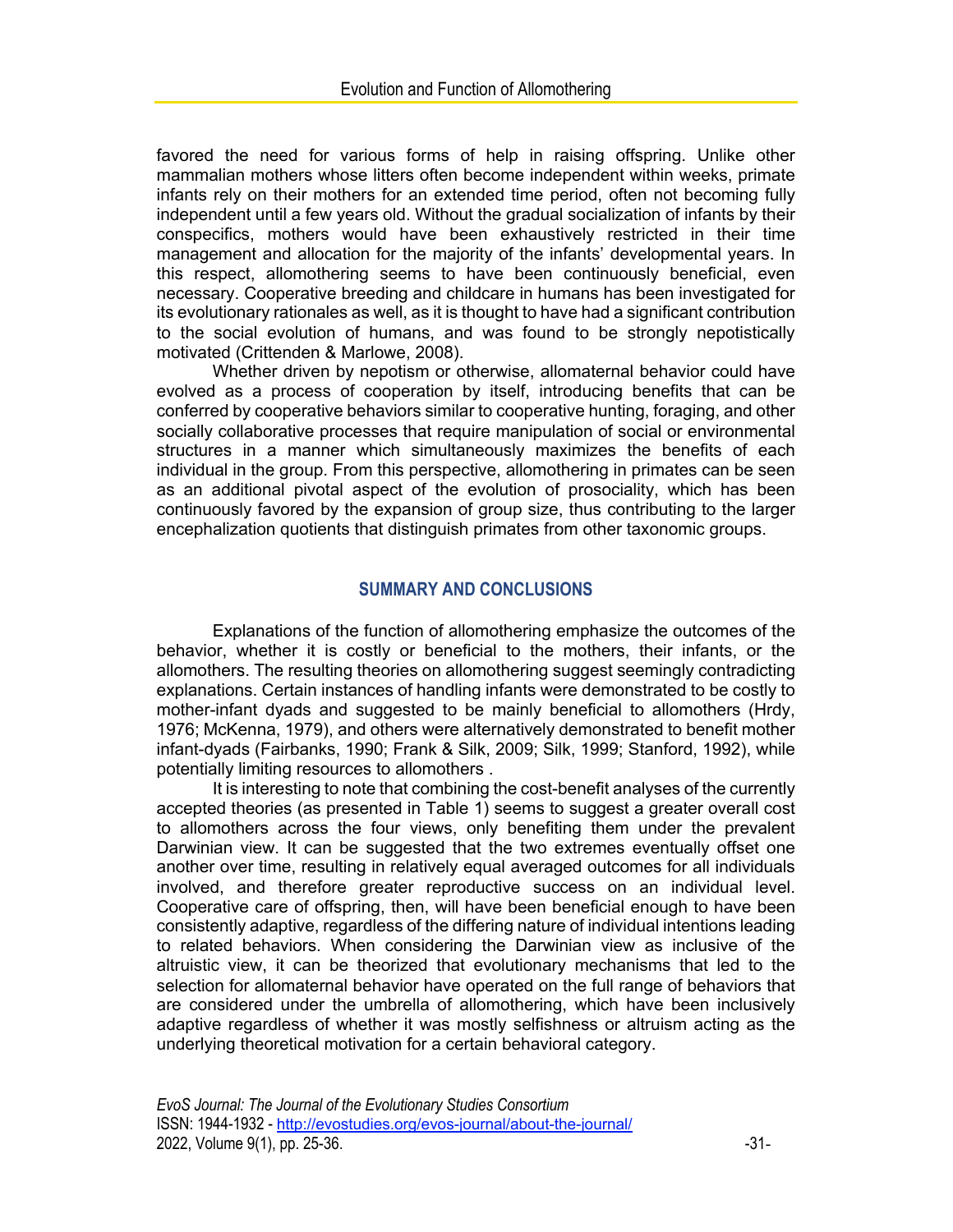favored the need for various forms of help in raising offspring. Unlike other mammalian mothers whose litters often become independent within weeks, primate infants rely on their mothers for an extended time period, often not becoming fully independent until a few years old. Without the gradual socialization of infants by their conspecifics, mothers would have been exhaustively restricted in their time management and allocation for the majority of the infants' developmental years. In this respect, allomothering seems to have been continuously beneficial, even necessary. Cooperative breeding and childcare in humans has been investigated for its evolutionary rationales as well, as it is thought to have had a significant contribution to the social evolution of humans, and was found to be strongly nepotistically motivated (Crittenden & Marlowe, 2008).

Whether driven by nepotism or otherwise, allomaternal behavior could have evolved as a process of cooperation by itself, introducing benefits that can be conferred by cooperative behaviors similar to cooperative hunting, foraging, and other socially collaborative processes that require manipulation of social or environmental structures in a manner which simultaneously maximizes the benefits of each individual in the group. From this perspective, allomothering in primates can be seen as an additional pivotal aspect of the evolution of prosociality, which has been continuously favored by the expansion of group size, thus contributing to the larger encephalization quotients that distinguish primates from other taxonomic groups.

## SUMMARY AND CONCLUSIONS

Explanations of the function of allomothering emphasize the outcomes of the behavior, whether it is costly or beneficial to the mothers, their infants, or the allomothers. The resulting theories on allomothering suggest seemingly contradicting explanations. Certain instances of handling infants were demonstrated to be costly to mother-infant dyads and suggested to be mainly beneficial to allomothers (Hrdy, 1976; McKenna, 1979), and others were alternatively demonstrated to benefit mother infant-dyads (Fairbanks, 1990; Frank & Silk, 2009; Silk, 1999; Stanford, 1992), while potentially limiting resources to allomothers .

It is interesting to note that combining the cost-benefit analyses of the currently accepted theories (as presented in Table 1) seems to suggest a greater overall cost to allomothers across the four views, only benefiting them under the prevalent Darwinian view. It can be suggested that the two extremes eventually offset one another over time, resulting in relatively equal averaged outcomes for all individuals involved, and therefore greater reproductive success on an individual level. Cooperative care of offspring, then, will have been beneficial enough to have been consistently adaptive, regardless of the differing nature of individual intentions leading to related behaviors. When considering the Darwinian view as inclusive of the altruistic view, it can be theorized that evolutionary mechanisms that led to the selection for allomaternal behavior have operated on the full range of behaviors that are considered under the umbrella of allomothering, which have been inclusively adaptive regardless of whether it was mostly selfishness or altruism acting as the underlying theoretical motivation for a certain behavioral category.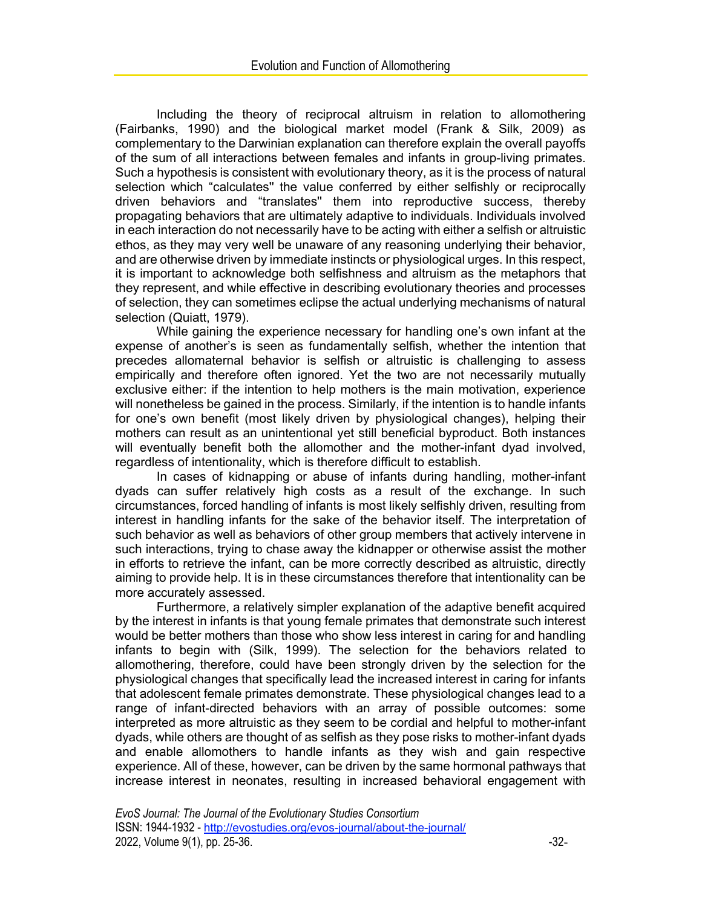Including the theory of reciprocal altruism in relation to allomothering (Fairbanks, 1990) and the biological market model (Frank & Silk, 2009) as complementary to the Darwinian explanation can therefore explain the overall payoffs of the sum of all interactions between females and infants in group-living primates. Such a hypothesis is consistent with evolutionary theory, as it is the process of natural selection which "calculates" the value conferred by either selfishly or reciprocally driven behaviors and "translates" them into reproductive success, thereby propagating behaviors that are ultimately adaptive to individuals. Individuals involved in each interaction do not necessarily have to be acting with either a selfish or altruistic ethos, as they may very well be unaware of any reasoning underlying their behavior, and are otherwise driven by immediate instincts or physiological urges. In this respect, it is important to acknowledge both selfishness and altruism as the metaphors that they represent, and while effective in describing evolutionary theories and processes of selection, they can sometimes eclipse the actual underlying mechanisms of natural selection (Quiatt, 1979).

While gaining the experience necessary for handling one's own infant at the expense of another's is seen as fundamentally selfish, whether the intention that precedes allomaternal behavior is selfish or altruistic is challenging to assess empirically and therefore often ignored. Yet the two are not necessarily mutually exclusive either: if the intention to help mothers is the main motivation, experience will nonetheless be gained in the process. Similarly, if the intention is to handle infants for one's own benefit (most likely driven by physiological changes), helping their mothers can result as an unintentional yet still beneficial byproduct. Both instances will eventually benefit both the allomother and the mother-infant dyad involved, regardless of intentionality, which is therefore difficult to establish.

In cases of kidnapping or abuse of infants during handling, mother-infant dyads can suffer relatively high costs as a result of the exchange. In such circumstances, forced handling of infants is most likely selfishly driven, resulting from interest in handling infants for the sake of the behavior itself. The interpretation of such behavior as well as behaviors of other group members that actively intervene in such interactions, trying to chase away the kidnapper or otherwise assist the mother in efforts to retrieve the infant, can be more correctly described as altruistic, directly aiming to provide help. It is in these circumstances therefore that intentionality can be more accurately assessed.

Furthermore, a relatively simpler explanation of the adaptive benefit acquired by the interest in infants is that young female primates that demonstrate such interest would be better mothers than those who show less interest in caring for and handling infants to begin with (Silk, 1999). The selection for the behaviors related to allomothering, therefore, could have been strongly driven by the selection for the physiological changes that specifically lead the increased interest in caring for infants that adolescent female primates demonstrate. These physiological changes lead to a range of infant-directed behaviors with an array of possible outcomes: some interpreted as more altruistic as they seem to be cordial and helpful to mother-infant dyads, while others are thought of as selfish as they pose risks to mother-infant dyads and enable allomothers to handle infants as they wish and gain respective experience. All of these, however, can be driven by the same hormonal pathways that increase interest in neonates, resulting in increased behavioral engagement with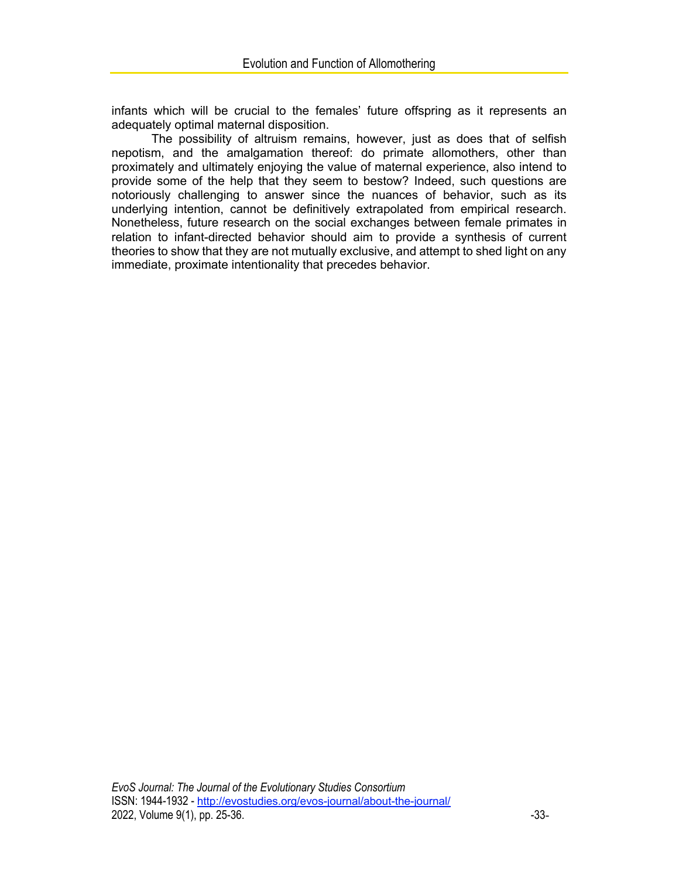infants which will be crucial to the females' future offspring as it represents an adequately optimal maternal disposition.

The possibility of altruism remains, however, just as does that of selfish nepotism, and the amalgamation thereof: do primate allomothers, other than proximately and ultimately enjoying the value of maternal experience, also intend to provide some of the help that they seem to bestow? Indeed, such questions are notoriously challenging to answer since the nuances of behavior, such as its underlying intention, cannot be definitively extrapolated from empirical research. Nonetheless, future research on the social exchanges between female primates in relation to infant-directed behavior should aim to provide a synthesis of current theories to show that they are not mutually exclusive, and attempt to shed light on any immediate, proximate intentionality that precedes behavior.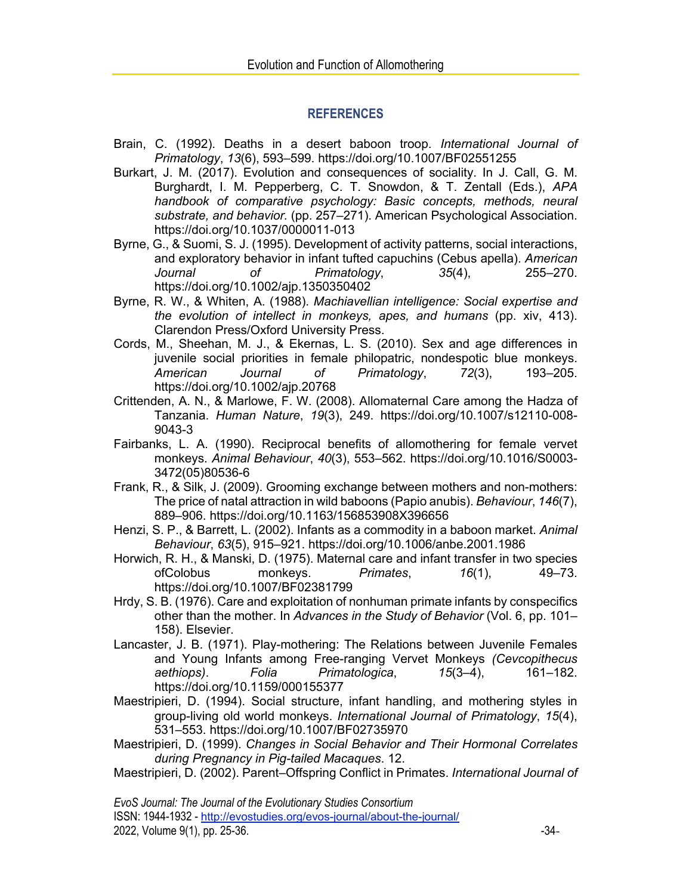## REFERENCES

Brain, C. (1992). Deaths in a desert baboon troop. *International Journal of Primatology*, *13*(6), 593–599. https://doi.org/10.1007/BF02551255

Burkart, J. M. (2017). Evolution and consequences of sociality. In J. Call, G. M. Burghardt, I. M. Pepperberg, C. T. Snowdon, & T. Zentall (Eds.), *APA handbook of comparative psychology: Basic concepts, methods, neural substrate, and behavior.* (pp. 257–271). American Psychological Association. https://doi.org/10.1037/0000011-013

Byrne, G., & Suomi, S. J. (1995). Development of activity patterns, social interactions, and exploratory behavior in infant tufted capuchins (Cebus apella). *American Journal of Primatology*, *35*(4), 255–270. https://doi.org/10.1002/ajp.1350350402

Byrne, R. W., & Whiten, A. (1988). *Machiavellian intelligence: Social expertise and the evolution of intellect in monkeys, apes, and humans* (pp. xiv, 413). Clarendon Press/Oxford University Press.

Cords, M., Sheehan, M. J., & Ekernas, L. S. (2010). Sex and age differences in juvenile social priorities in female philopatric, nondespotic blue monkeys. *American Journal of Primatology*, *72*(3), 193–205. https://doi.org/10.1002/ajp.20768

Crittenden, A. N., & Marlowe, F. W. (2008). Allomaternal Care among the Hadza of Tanzania. *Human Nature*, *19*(3), 249. https://doi.org/10.1007/s12110-008-9043-3

Fairbanks, L. A. (1990). Reciprocal benefits of allomothering for female vervet monkeys. *Animal Behaviour*, *40*(3), 553–562. https://doi.org/10.1016/S0003-3472(05)80536-6

Frank, R., & Silk, J. (2009). Grooming exchange between mothers and non-mothers: The price of natal attraction in wild baboons (Papio anubis). *Behaviour*, *146*(7), 889–906. https://doi.org/10.1163/156853908X396656

Henzi, S. P., & Barrett, L. (2002). Infants as a commodity in a baboon market. *Animal Behaviour*, *63*(5), 915–921. https://doi.org/10.1006/anbe.2001.1986

Horwich, R. H., & Manski, D. (1975). Maternal care and infant transfer in two species ofColobus monkeys. *Primates*, *16*(1), 49–73. https://doi.org/10.1007/BF02381799

Hrdy, S. B. (1976). Care and exploitation of nonhuman primate infants by conspecifics other than the mother. In *Advances in the Study of Behavior* (Vol. 6, pp. 101–158). Elsevier.

Lancaster, J. B. (1971). Play-mothering: The Relations between Juvenile Females and Young Infants among Free-ranging Vervet Monkeys *(Cevcopithecus aethiops)*. *Folia Primatologica*, *15*(3–4), 161–182. https://doi.org/10.1159/000155377

Maestripieri, D. (1994). Social structure, infant handling, and mothering styles in group-living old world monkeys. *International Journal of Primatology*, *15*(4), 531–553. https://doi.org/10.1007/BF02735970

Maestripieri, D. (1999). *Changes in Social Behavior and Their Hormonal Correlates during Pregnancy in Pig-tailed Macaques*. 12.

Maestripieri, D. (2002). Parent–Offspring Conflict in Primates. *International Journal of*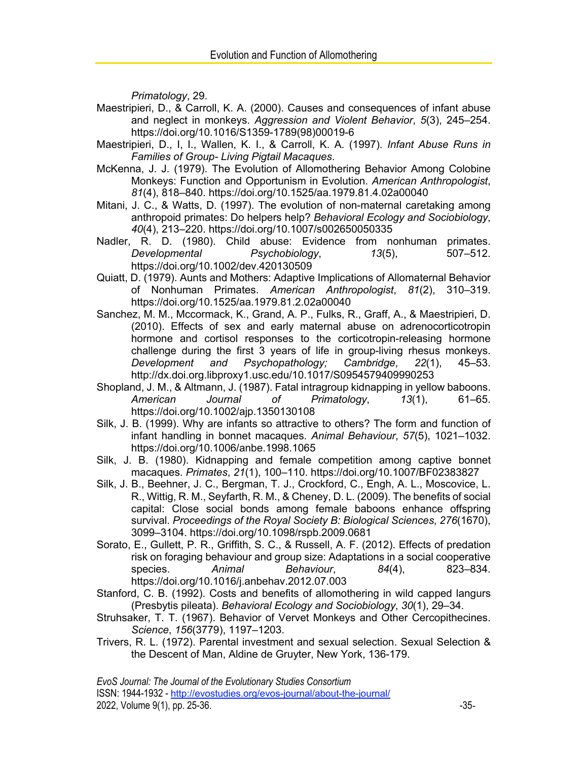*Primatology*, 29.

Maestripieri, D., & Carroll, K. A. (2000). Causes and consequences of infant abuse and neglect in monkeys. *Aggression and Violent Behavior*, *5*(3), 245–254. https://doi.org/10.1016/S1359-1789(98)00019-6

Maestripieri, D., I, I., Wallen, K. I., & Carroll, K. A. (1997). *Infant Abuse Runs in Families of Group- Living Pigtail Macaques*.

McKenna, J. J. (1979). The Evolution of Allomothering Behavior Among Colobine Monkeys: Function and Opportunism in Evolution. *American Anthropologist*, *81*(4), 818–840. https://doi.org/10.1525/aa.1979.81.4.02a00040

Mitani, J. C., & Watts, D. (1997). The evolution of non-maternal caretaking among anthropoid primates: Do helpers help? *Behavioral Ecology and Sociobiology*, *40*(4), 213–220. https://doi.org/10.1007/s002650050335

Nadler, R. D. (1980). Child abuse: Evidence from nonhuman primates. *Developmental Psychobiology*, *13*(5), 507–512. https://doi.org/10.1002/dev.420130509

Quiatt, D. (1979). Aunts and Mothers: Adaptive Implications of Allomaternal Behavior of Nonhuman Primates. *American Anthropologist*, *81*(2), 310–319. https://doi.org/10.1525/aa.1979.81.2.02a00040

Sanchez, M. M., Mccormack, K., Grand, A. P., Fulks, R., Graff, A., & Maestripieri, D. (2010). Effects of sex and early maternal abuse on adrenocorticotropin hormone and cortisol responses to the corticotropin-releasing hormone challenge during the first 3 years of life in group-living rhesus monkeys. *Development and Psychopathology; Cambridge*, *22*(1), 45–53. http://dx.doi.org.libproxy1.usc.edu/10.1017/S0954579409990253

Shopland, J. M., & Altmann, J. (1987). Fatal intragroup kidnapping in yellow baboons. *American Journal of Primatology*, *13*(1), 61–65. https://doi.org/10.1002/ajp.1350130108

Silk, J. B. (1999). Why are infants so attractive to others? The form and function of infant handling in bonnet macaques. *Animal Behaviour*, *57*(5), 1021–1032. https://doi.org/10.1006/anbe.1998.1065

Silk, J. B. (1980). Kidnapping and female competition among captive bonnet macaques. *Primates*, *21*(1), 100–110. https://doi.org/10.1007/BF02383827

Silk, J. B., Beehner, J. C., Bergman, T. J., Crockford, C., Engh, A. L., Moscovice, L. R., Wittig, R. M., Seyfarth, R. M., & Cheney, D. L. (2009). The benefits of social capital: Close social bonds among female baboons enhance offspring survival. *Proceedings of the Royal Society B: Biological Sciences*, *276*(1670), 3099–3104. https://doi.org/10.1098/rspb.2009.0681

Sorato, E., Gullett, P. R., Griffith, S. C., & Russell, A. F. (2012). Effects of predation risk on foraging behaviour and group size: Adaptations in a social cooperative species. *Animal Behaviour*, *84*(4), 823–834. https://doi.org/10.1016/j.anbehav.2012.07.003

Stanford, C. B. (1992). Costs and benefits of allomothering in wild capped langurs (Presbytis pileata). *Behavioral Ecology and Sociobiology*, *30*(1), 29–34.

Struhsaker, T. T. (1967). Behavior of Vervet Monkeys and Other Cercopithecines. *Science*, *156*(3779), 1197–1203.

Trivers, R. L. (1972). Parental investment and sexual selection. Sexual Selection & the Descent of Man, Aldine de Gruyter, New York, 136-179.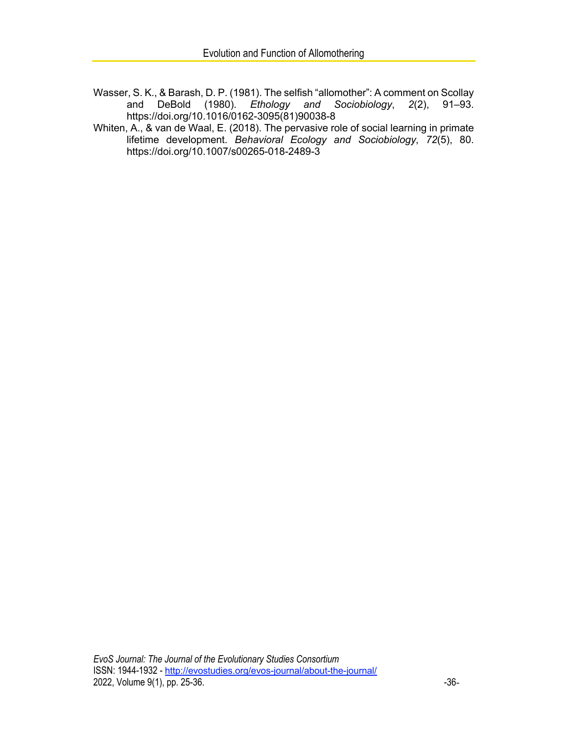Wasser, S. K., & Barash, D. P. (1981). The selfish “allomother”: A comment on Scollay and DeBold (1980). *Ethology and Sociobiology*, *2*(2), 91–93. https://doi.org/10.1016/0162-3095(81)90038-8

Whiten, A., & van de Waal, E. (2018). The pervasive role of social learning in primate lifetime development. *Behavioral Ecology and Sociobiology*, *72*(5), 80. https://doi.org/10.1007/s00265-018-2489-3